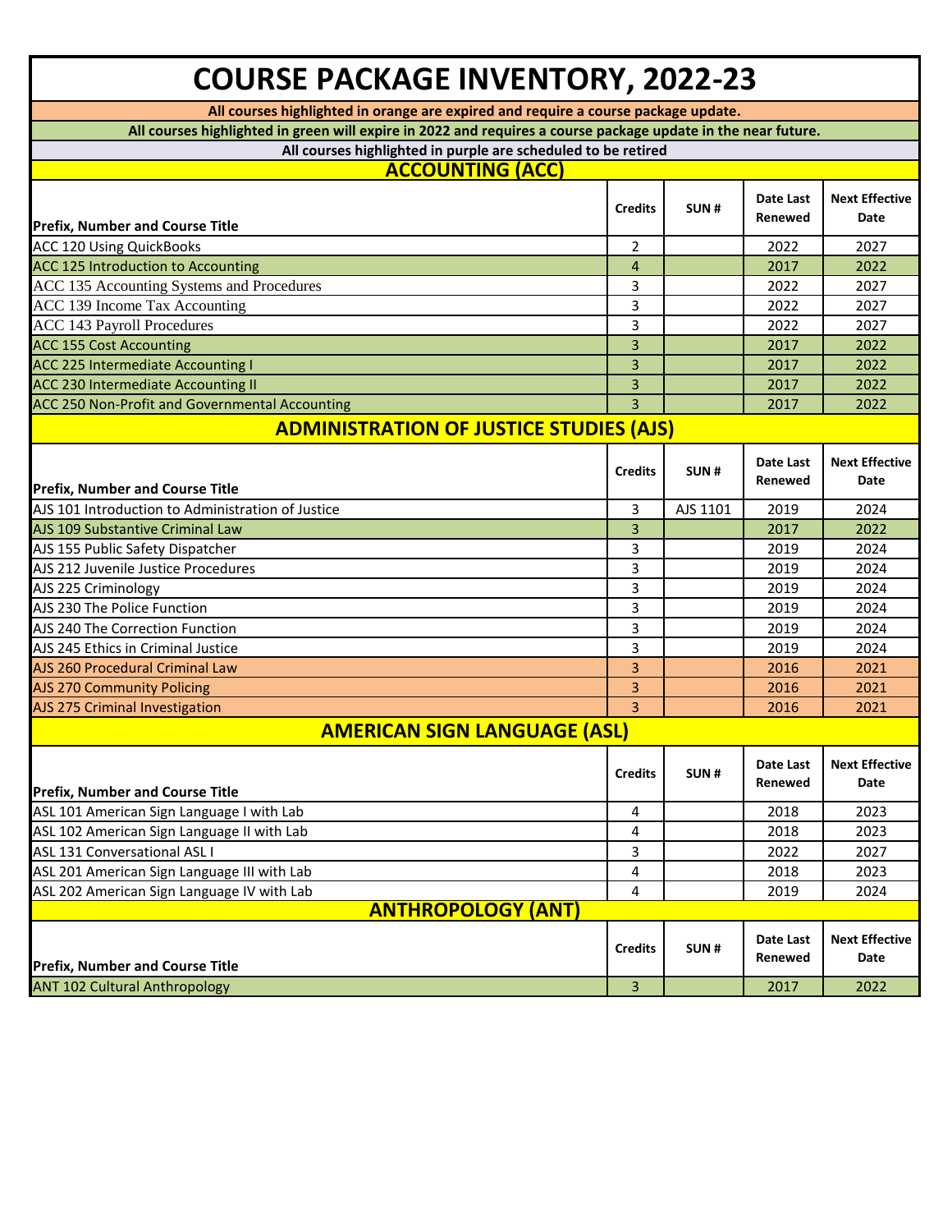# COURSE PACKAGE INVENTORY, 2022-23

**All courses highlighted in orange are expired and require a course package update.**

**All courses highlighted in green will expire in 2022 and requires a course package update in the near future.**

**All courses highlighted in purple are scheduled to be retired**

## ACCOUNTING (ACC)

| Prefix, Number and Course Title | Credits | SUN # | Date Last Renewed | Next Effective Date |
|---|---|---|---|---|
| ACC 120 Using QuickBooks | 2 | | 2022 | 2027 |
| ACC 125 Introduction to Accounting | 4 | | 2017 | 2022 |
| ACC 135 Accounting Systems and Procedures | 3 | | 2022 | 2027 |
| ACC 139 Income Tax Accounting | 3 | | 2022 | 2027 |
| ACC 143 Payroll Procedures | 3 | | 2022 | 2027 |
| ACC 155 Cost Accounting | 3 | | 2017 | 2022 |
| ACC 225 Intermediate Accounting I | 3 | | 2017 | 2022 |
| ACC 230 Intermediate Accounting II | 3 | | 2017 | 2022 |
| ACC 250 Non-Profit and Governmental Accounting | 3 | | 2017 | 2022 |

## ADMINISTRATION OF JUSTICE STUDIES (AJS)

| Prefix, Number and Course Title | Credits | SUN # | Date Last Renewed | Next Effective Date |
|---|---|---|---|---|
| AJS 101 Introduction to Administration of Justice | 3 | AJS 1101 | 2019 | 2024 |
| AJS 109 Substantive Criminal Law | 3 | | 2017 | 2022 |
| AJS 155 Public Safety Dispatcher | 3 | | 2019 | 2024 |
| AJS 212 Juvenile Justice Procedures | 3 | | 2019 | 2024 |
| AJS 225 Criminology | 3 | | 2019 | 2024 |
| AJS 230 The Police Function | 3 | | 2019 | 2024 |
| AJS 240 The Correction Function | 3 | | 2019 | 2024 |
| AJS 245 Ethics in Criminal Justice | 3 | | 2019 | 2024 |
| AJS 260 Procedural Criminal Law | 3 | | 2016 | 2021 |
| AJS 270 Community Policing | 3 | | 2016 | 2021 |
| AJS 275 Criminal Investigation | 3 | | 2016 | 2021 |

## AMERICAN SIGN LANGUAGE (ASL)

| Prefix, Number and Course Title | Credits | SUN # | Date Last Renewed | Next Effective Date |
|---|---|---|---|---|
| ASL 101 American Sign Language I with Lab | 4 | | 2018 | 2023 |
| ASL 102 American Sign Language II with Lab | 4 | | 2018 | 2023 |
| ASL 131 Conversational ASL I | 3 | | 2022 | 2027 |
| ASL 201 American Sign Language III with Lab | 4 | | 2018 | 2023 |
| ASL 202 American Sign Language IV with Lab | 4 | | 2019 | 2024 |

## ANTHROPOLOGY (ANT)

| Prefix, Number and Course Title | Credits | SUN # | Date Last Renewed | Next Effective Date |
|---|---|---|---|---|
| ANT 102 Cultural Anthropology | 3 | | 2017 | 2022 |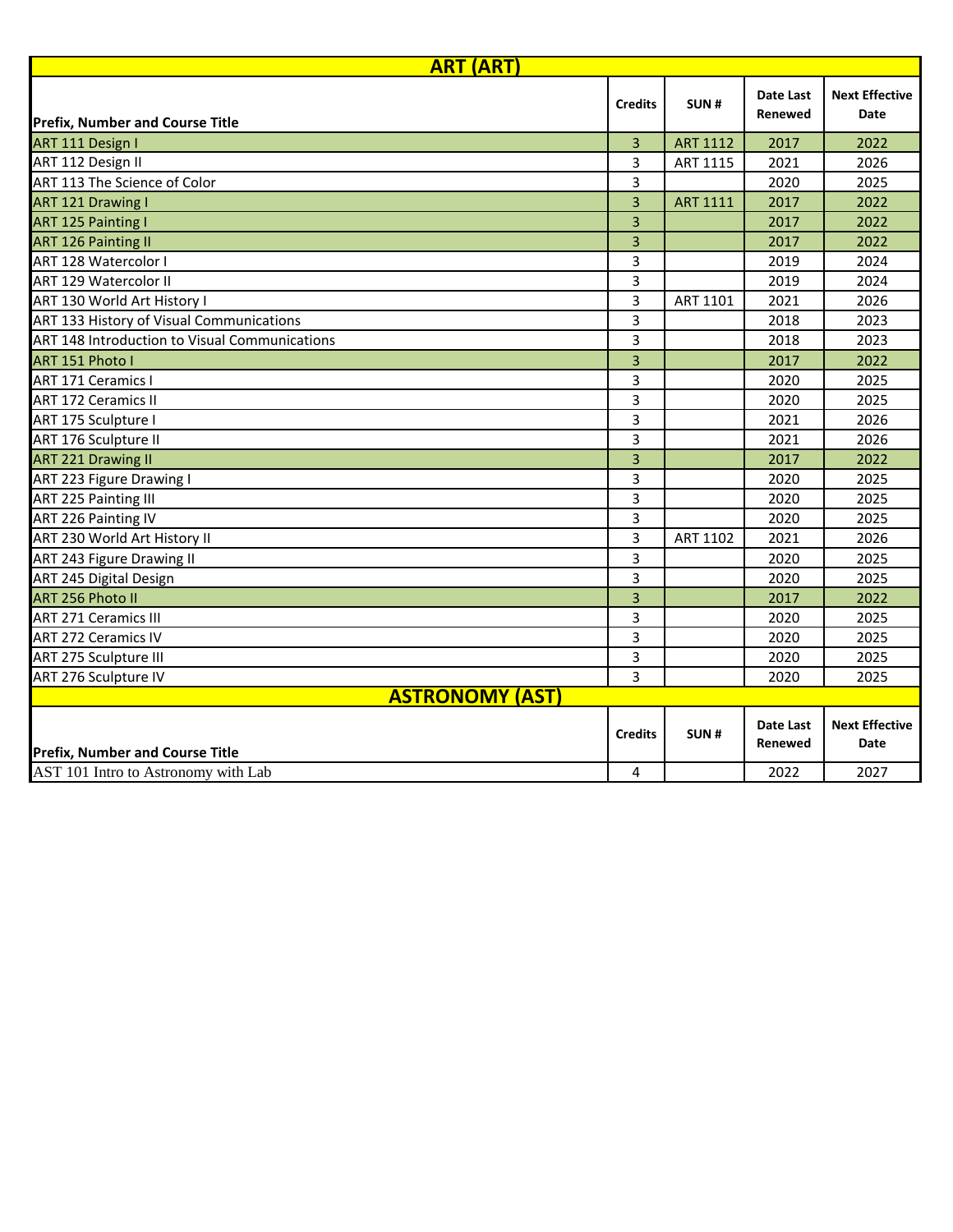## ART (ART)

| Prefix, Number and Course Title | Credits | SUN # | Date Last Renewed | Next Effective Date |
|---|---|---|---|---|
| ART 111 Design I | 3 | ART 1112 | 2017 | 2022 |
| ART 112 Design II | 3 | ART 1115 | 2021 | 2026 |
| ART 113 The Science of Color | 3 | | 2020 | 2025 |
| ART 121 Drawing I | 3 | ART 1111 | 2017 | 2022 |
| ART 125 Painting I | 3 | | 2017 | 2022 |
| ART 126 Painting II | 3 | | 2017 | 2022 |
| ART 128 Watercolor I | 3 | | 2019 | 2024 |
| ART 129 Watercolor II | 3 | | 2019 | 2024 |
| ART 130 World Art History I | 3 | ART 1101 | 2021 | 2026 |
| ART 133 History of Visual Communications | 3 | | 2018 | 2023 |
| ART 148 Introduction to Visual Communications | 3 | | 2018 | 2023 |
| ART 151 Photo I | 3 | | 2017 | 2022 |
| ART 171 Ceramics I | 3 | | 2020 | 2025 |
| ART 172 Ceramics II | 3 | | 2020 | 2025 |
| ART 175 Sculpture I | 3 | | 2021 | 2026 |
| ART 176 Sculpture II | 3 | | 2021 | 2026 |
| ART 221 Drawing II | 3 | | 2017 | 2022 |
| ART 223 Figure Drawing I | 3 | | 2020 | 2025 |
| ART 225 Painting III | 3 | | 2020 | 2025 |
| ART 226 Painting IV | 3 | | 2020 | 2025 |
| ART 230 World Art History II | 3 | ART 1102 | 2021 | 2026 |
| ART 243 Figure Drawing II | 3 | | 2020 | 2025 |
| ART 245 Digital Design | 3 | | 2020 | 2025 |
| ART 256 Photo II | 3 | | 2017 | 2022 |
| ART 271 Ceramics III | 3 | | 2020 | 2025 |
| ART 272 Ceramics IV | 3 | | 2020 | 2025 |
| ART 275 Sculpture III | 3 | | 2020 | 2025 |
| ART 276 Sculpture IV | 3 | | 2020 | 2025 |

## ASTRONOMY (AST)

| Prefix, Number and Course Title | Credits | SUN # | Date Last Renewed | Next Effective Date |
|---|---|---|---|---|
| AST 101 Intro to Astronomy with Lab | 4 | | 2022 | 2027 |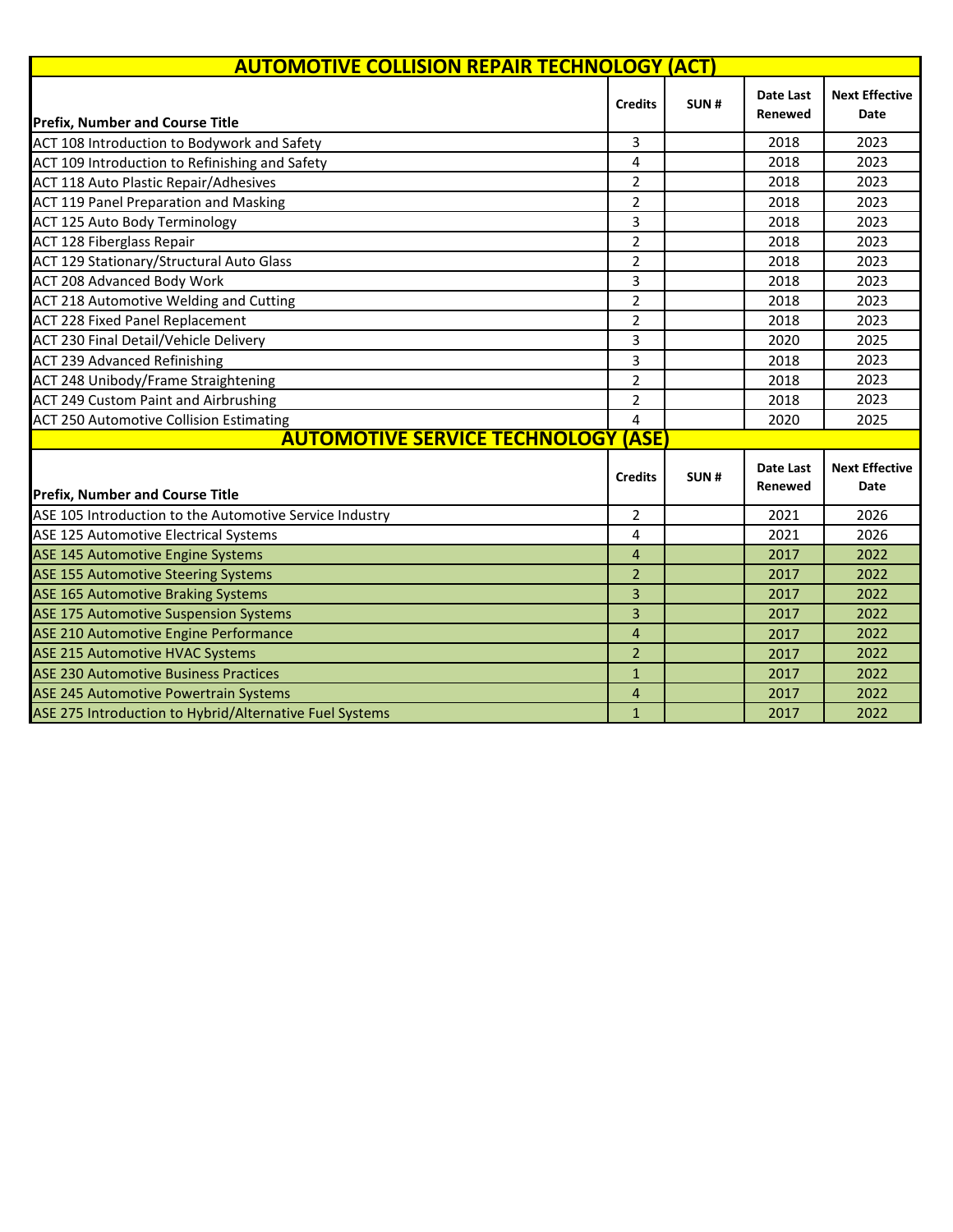## AUTOMOTIVE COLLISION REPAIR TECHNOLOGY (ACT)

| Prefix, Number and Course Title | Credits | SUN # | Date Last Renewed | Next Effective Date |
|---|---|---|---|---|
| ACT 108 Introduction to Bodywork and Safety | 3 | | 2018 | 2023 |
| ACT 109 Introduction to Refinishing and Safety | 4 | | 2018 | 2023 |
| ACT 118 Auto Plastic Repair/Adhesives | 2 | | 2018 | 2023 |
| ACT 119 Panel Preparation and Masking | 2 | | 2018 | 2023 |
| ACT 125 Auto Body Terminology | 3 | | 2018 | 2023 |
| ACT 128 Fiberglass Repair | 2 | | 2018 | 2023 |
| ACT 129 Stationary/Structural Auto Glass | 2 | | 2018 | 2023 |
| ACT 208 Advanced Body Work | 3 | | 2018 | 2023 |
| ACT 218 Automotive Welding and Cutting | 2 | | 2018 | 2023 |
| ACT 228 Fixed Panel Replacement | 2 | | 2018 | 2023 |
| ACT 230 Final Detail/Vehicle Delivery | 3 | | 2020 | 2025 |
| ACT 239 Advanced Refinishing | 3 | | 2018 | 2023 |
| ACT 248 Unibody/Frame Straightening | 2 | | 2018 | 2023 |
| ACT 249 Custom Paint and Airbrushing | 2 | | 2018 | 2023 |
| ACT 250 Automotive Collision Estimating | 4 | | 2020 | 2025 |

## AUTOMOTIVE SERVICE TECHNOLOGY (ASE)

| Prefix, Number and Course Title | Credits | SUN # | Date Last Renewed | Next Effective Date |
|---|---|---|---|---|
| ASE 105 Introduction to the Automotive Service Industry | 2 | | 2021 | 2026 |
| ASE 125 Automotive Electrical Systems | 4 | | 2021 | 2026 |
| ASE 145 Automotive Engine Systems | 4 | | 2017 | 2022 |
| ASE 155 Automotive Steering Systems | 2 | | 2017 | 2022 |
| ASE 165 Automotive Braking Systems | 3 | | 2017 | 2022 |
| ASE 175 Automotive Suspension Systems | 3 | | 2017 | 2022 |
| ASE 210 Automotive Engine Performance | 4 | | 2017 | 2022 |
| ASE 215 Automotive HVAC Systems | 2 | | 2017 | 2022 |
| ASE 230 Automotive Business Practices | 1 | | 2017 | 2022 |
| ASE 245 Automotive Powertrain Systems | 4 | | 2017 | 2022 |
| ASE 275 Introduction to Hybrid/Alternative Fuel Systems | 1 | | 2017 | 2022 |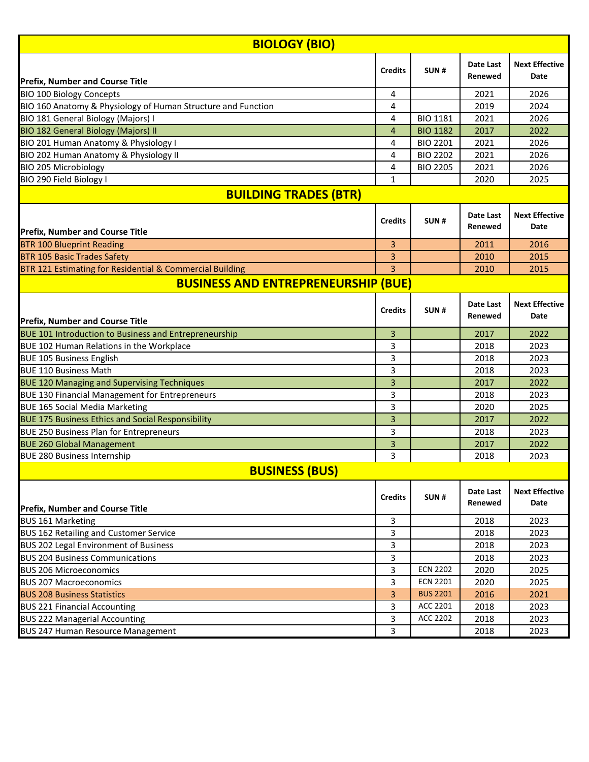## BIOLOGY (BIO)

| Prefix, Number and Course Title | Credits | SUN # | Date Last Renewed | Next Effective Date |
|---|---|---|---|---|
| BIO 100 Biology Concepts | 4 | | 2021 | 2026 |
| BIO 160 Anatomy & Physiology of Human Structure and Function | 4 | | 2019 | 2024 |
| BIO 181 General Biology (Majors) I | 4 | BIO 1181 | 2021 | 2026 |
| BIO 182 General Biology (Majors) II | 4 | BIO 1182 | 2017 | 2022 |
| BIO 201 Human Anatomy & Physiology I | 4 | BIO 2201 | 2021 | 2026 |
| BIO 202 Human Anatomy & Physiology II | 4 | BIO 2202 | 2021 | 2026 |
| BIO 205 Microbiology | 4 | BIO 2205 | 2021 | 2026 |
| BIO 290 Field Biology I | 1 | | 2020 | 2025 |

## BUILDING TRADES (BTR)

| Prefix, Number and Course Title | Credits | SUN # | Date Last Renewed | Next Effective Date |
|---|---|---|---|---|
| BTR 100 Blueprint Reading | 3 | | 2011 | 2016 |
| BTR 105 Basic Trades Safety | 3 | | 2010 | 2015 |
| BTR 121 Estimating for Residential & Commercial Building | 3 | | 2010 | 2015 |

## BUSINESS AND ENTREPRENEURSHIP (BUE)

| Prefix, Number and Course Title | Credits | SUN # | Date Last Renewed | Next Effective Date |
|---|---|---|---|---|
| BUE 101 Introduction to Business and Entrepreneurship | 3 | | 2017 | 2022 |
| BUE 102 Human Relations in the Workplace | 3 | | 2018 | 2023 |
| BUE 105 Business English | 3 | | 2018 | 2023 |
| BUE 110 Business Math | 3 | | 2018 | 2023 |
| BUE 120 Managing and Supervising Techniques | 3 | | 2017 | 2022 |
| BUE 130 Financial Management for Entrepreneurs | 3 | | 2018 | 2023 |
| BUE 165 Social Media Marketing | 3 | | 2020 | 2025 |
| BUE 175 Business Ethics and Social Responsibility | 3 | | 2017 | 2022 |
| BUE 250 Business Plan for Entrepreneurs | 3 | | 2018 | 2023 |
| BUE 260 Global Management | 3 | | 2017 | 2022 |
| BUE 280 Business Internship | 3 | | 2018 | 2023 |

## BUSINESS (BUS)

| Prefix, Number and Course Title | Credits | SUN # | Date Last Renewed | Next Effective Date |
|---|---|---|---|---|
| BUS 161 Marketing | 3 | | 2018 | 2023 |
| BUS 162 Retailing and Customer Service | 3 | | 2018 | 2023 |
| BUS 202 Legal Environment of Business | 3 | | 2018 | 2023 |
| BUS 204 Business Communications | 3 | | 2018 | 2023 |
| BUS 206 Microeconomics | 3 | ECN 2202 | 2020 | 2025 |
| BUS 207 Macroeconomics | 3 | ECN 2201 | 2020 | 2025 |
| BUS 208 Business Statistics | 3 | BUS 2201 | 2016 | 2021 |
| BUS 221 Financial Accounting | 3 | ACC 2201 | 2018 | 2023 |
| BUS 222 Managerial Accounting | 3 | ACC 2202 | 2018 | 2023 |
| BUS 247 Human Resource Management | 3 | | 2018 | 2023 |